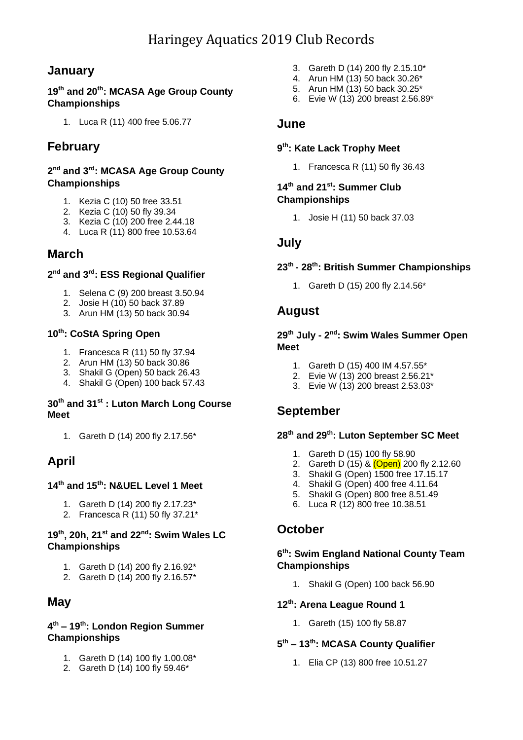# Haringey Aquatics 2019 Club Records

## January

### 19th and 20th: MCASA Age Group County Championships

1. Luca R (11) 400 free 5.06.77

## February

### 2nd and 3rd: MCASA Age Group County Championships

1. Kezia C (10) 50 free 33.51
2. Kezia C (10) 50 fly 39.34
3. Kezia C (10) 200 free 2.44.18
4. Luca R (11) 800 free 10.53.64

## March

### 2nd and 3rd: ESS Regional Qualifier

1. Selena C (9) 200 breast 3.50.94
2. Josie H (10) 50 back 37.89
3. Arun HM (13) 50 back 30.94

### 10th: CoStA Spring Open

1. Francesca R (11) 50 fly 37.94
2. Arun HM (13) 50 back 30.86
3. Shakil G (Open) 50 back 26.43
4. Shakil G (Open) 100 back 57.43

### 30th and 31st : Luton March Long Course Meet

1. Gareth D (14) 200 fly 2.17.56*

## April

### 14th and 15th: N&UEL Level 1 Meet

1. Gareth D (14) 200 fly 2.17.23*
2. Francesca R (11) 50 fly 37.21*

### 19th, 20h, 21st and 22nd: Swim Wales LC Championships

1. Gareth D (14) 200 fly 2.16.92*
2. Gareth D (14) 200 fly 2.16.57*

## May

### 4th – 19th: London Region Summer Championships

1. Gareth D (14) 100 fly 1.00.08*
2. Gareth D (14) 100 fly 59.46*
3. Gareth D (14) 200 fly 2.15.10*
4. Arun HM (13) 50 back 30.26*
5. Arun HM (13) 50 back 30.25*
6. Evie W (13) 200 breast 2.56.89*

## June

### 9th: Kate Lack Trophy Meet

1. Francesca R (11) 50 fly 36.43

### 14th and 21st: Summer Club Championships

1. Josie H (11) 50 back 37.03

## July

### 23th - 28th: British Summer Championships

1. Gareth D (15) 200 fly 2.14.56*

## August

### 29th July - 2nd: Swim Wales Summer Open Meet

1. Gareth D (15) 400 IM 4.57.55*
2. Evie W (13) 200 breast 2.56.21*
3. Evie W (13) 200 breast 2.53.03*

## September

### 28th and 29th: Luton September SC Meet

1. Gareth D (15) 100 fly 58.90
2. Gareth D (15) & (Open) 200 fly 2.12.60
3. Shakil G (Open) 1500 free 17.15.17
4. Shakil G (Open) 400 free 4.11.64
5. Shakil G (Open) 800 free 8.51.49
6. Luca R (12) 800 free 10.38.51

## October

### 6th: Swim England National County Team Championships

1. Shakil G (Open) 100 back 56.90

### 12th: Arena League Round 1

1. Gareth (15) 100 fly 58.87

### 5th – 13th: MCASA County Qualifier

1. Elia CP (13) 800 free 10.51.27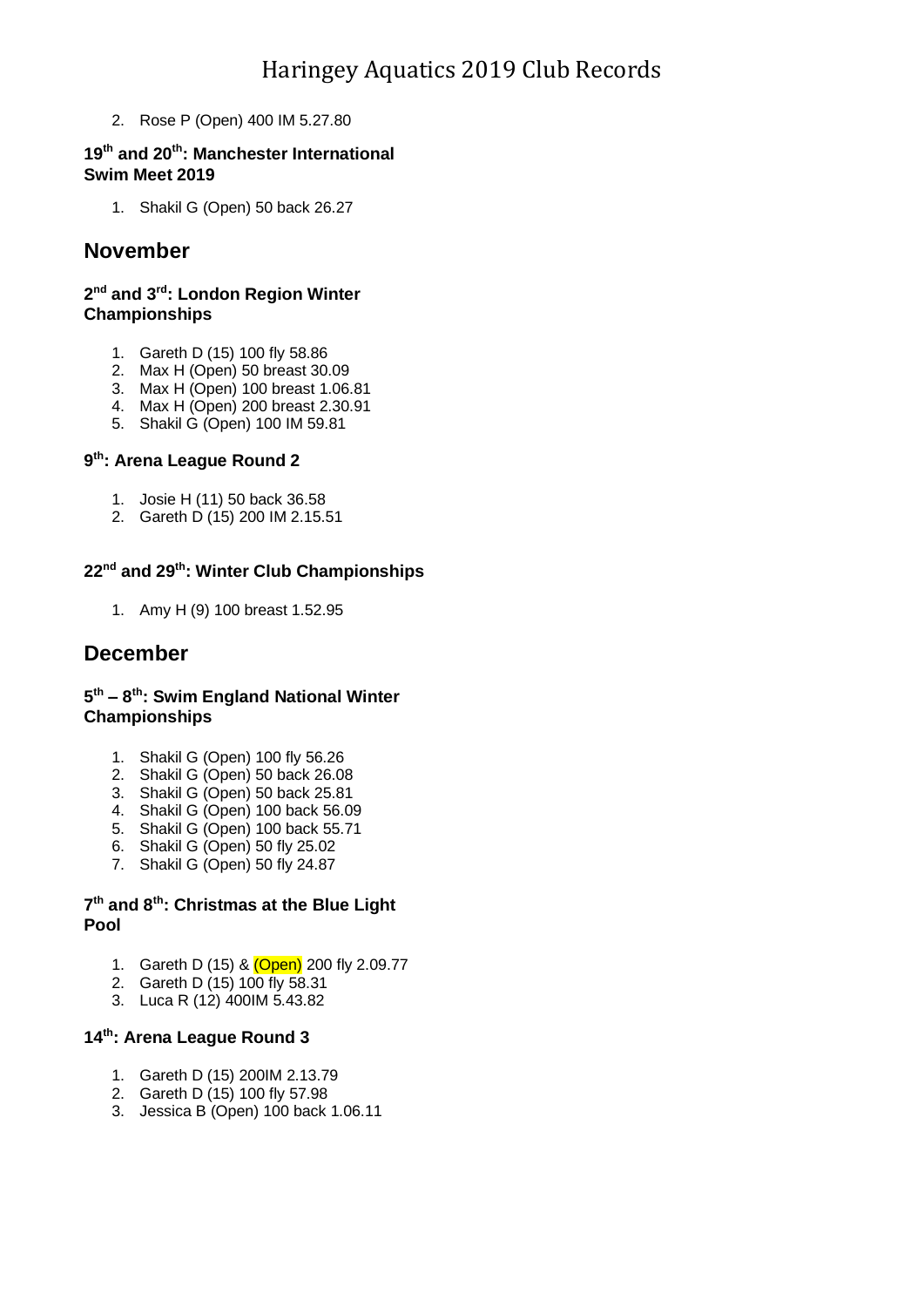2. Rose P (Open) 400 IM 5.27.80

**19th and 20th: Manchester International Swim Meet 2019**

1. Shakil G (Open) 50 back 26.27

## November

**2nd and 3rd: London Region Winter Championships**

1. Gareth D (15) 100 fly 58.86
2. Max H (Open) 50 breast 30.09
3. Max H (Open) 100 breast 1.06.81
4. Max H (Open) 200 breast 2.30.91
5. Shakil G (Open) 100 IM 59.81

**9th: Arena League Round 2**

1. Josie H (11) 50 back 36.58
2. Gareth D (15) 200 IM 2.15.51

**22nd and 29th: Winter Club Championships**

1. Amy H (9) 100 breast 1.52.95

## December

**5th – 8th: Swim England National Winter Championships**

1. Shakil G (Open) 100 fly 56.26
2. Shakil G (Open) 50 back 26.08
3. Shakil G (Open) 50 back 25.81
4. Shakil G (Open) 100 back 56.09
5. Shakil G (Open) 100 back 55.71
6. Shakil G (Open) 50 fly 25.02
7. Shakil G (Open) 50 fly 24.87

**7th and 8th: Christmas at the Blue Light Pool**

1. Gareth D (15) & (Open) 200 fly 2.09.77
2. Gareth D (15) 100 fly 58.31
3. Luca R (12) 400IM 5.43.82

**14th: Arena League Round 3**

1. Gareth D (15) 200IM 2.13.79
2. Gareth D (15) 100 fly 57.98
3. Jessica B (Open) 100 back 1.06.11